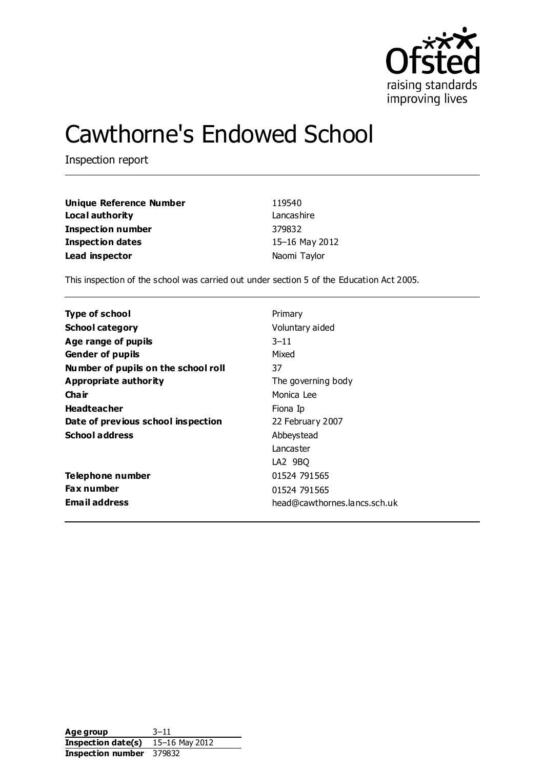Ofsted
raising standards
improving lives

# Cawthorne's Endowed School

Inspection report

| | |
|---|---|
| **Unique Reference Number** | 119540 |
| **Local authority** | Lancashire |
| **Inspection number** | 379832 |
| **Inspection dates** | 15–16 May 2012 |
| **Lead inspector** | Naomi Taylor |

This inspection of the school was carried out under section 5 of the Education Act 2005.

| | |
|---|---|
| **Type of school** | Primary |
| **School category** | Voluntary aided |
| **Age range of pupils** | 3–11 |
| **Gender of pupils** | Mixed |
| **Number of pupils on the school roll** | 37 |
| **Appropriate authority** | The governing body |
| **Chair** | Monica Lee |
| **Headteacher** | Fiona Ip |
| **Date of previous school inspection** | 22 February 2007 |
| **School address** | Abbeystead<br>Lancaster<br>LA2 9BQ |
| **Telephone number** | 01524 791565 |
| **Fax number** | 01524 791565 |
| **Email address** | head@cawthornes.lancs.sch.uk |

| | |
|---|---|
| **Age group** | 3–11 |
| **Inspection date(s)** | 15–16 May 2012 |
| **Inspection number** | 379832 |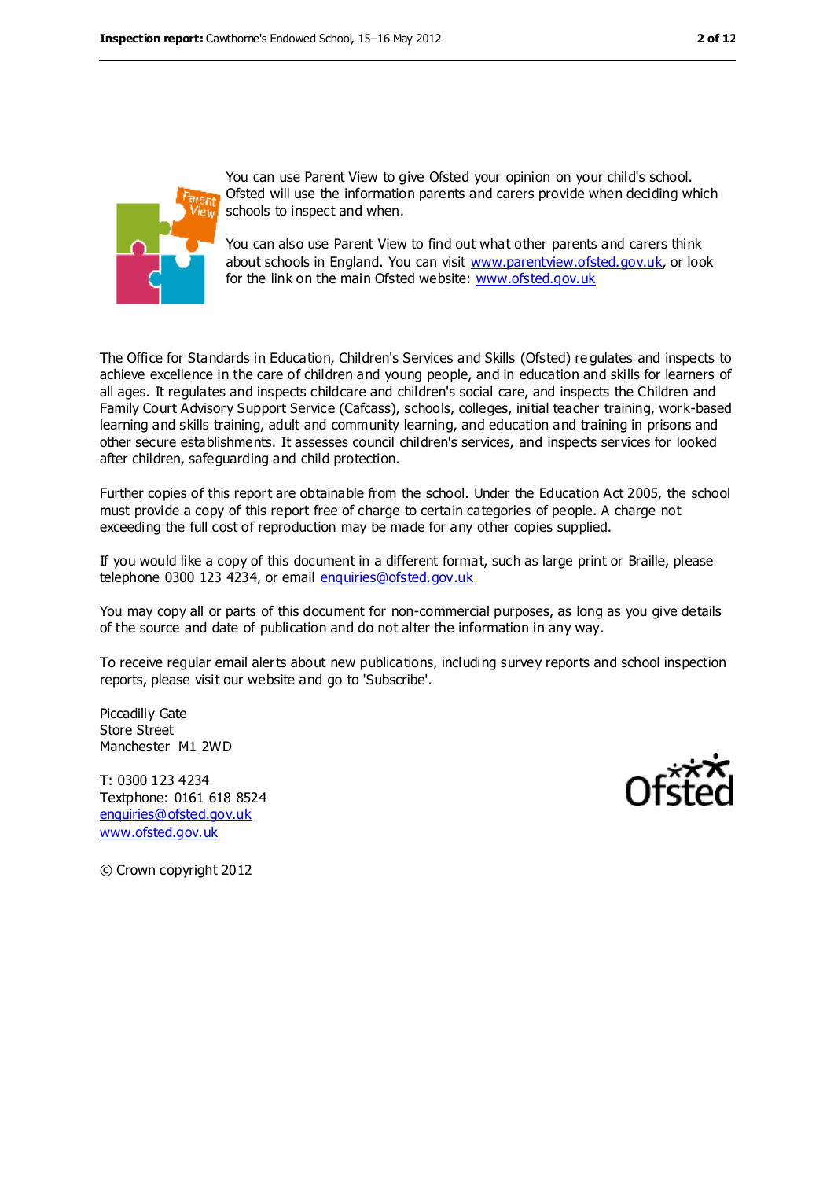You can use Parent View to give Ofsted your opinion on your child's school. Ofsted will use the information parents and carers provide when deciding which schools to inspect and when.

You can also use Parent View to find out what other parents and carers think about schools in England. You can visit www.parentview.ofsted.gov.uk, or look for the link on the main Ofsted website: www.ofsted.gov.uk

The Office for Standards in Education, Children's Services and Skills (Ofsted) regulates and inspects to achieve excellence in the care of children and young people, and in education and skills for learners of all ages. It regulates and inspects childcare and children's social care, and inspects the Children and Family Court Advisory Support Service (Cafcass), schools, colleges, initial teacher training, work-based learning and skills training, adult and community learning, and education and training in prisons and other secure establishments. It assesses council children's services, and inspects services for looked after children, safeguarding and child protection.

Further copies of this report are obtainable from the school. Under the Education Act 2005, the school must provide a copy of this report free of charge to certain categories of people. A charge not exceeding the full cost of reproduction may be made for any other copies supplied.

If you would like a copy of this document in a different format, such as large print or Braille, please telephone 0300 123 4234, or email enquiries@ofsted.gov.uk

You may copy all or parts of this document for non-commercial purposes, as long as you give details of the source and date of publication and do not alter the information in any way.

To receive regular email alerts about new publications, including survey reports and school inspection reports, please visit our website and go to 'Subscribe'.

Piccadilly Gate
Store Street
Manchester M1 2WD

T: 0300 123 4234
Textphone: 0161 618 8524
enquiries@ofsted.gov.uk
www.ofsted.gov.uk

© Crown copyright 2012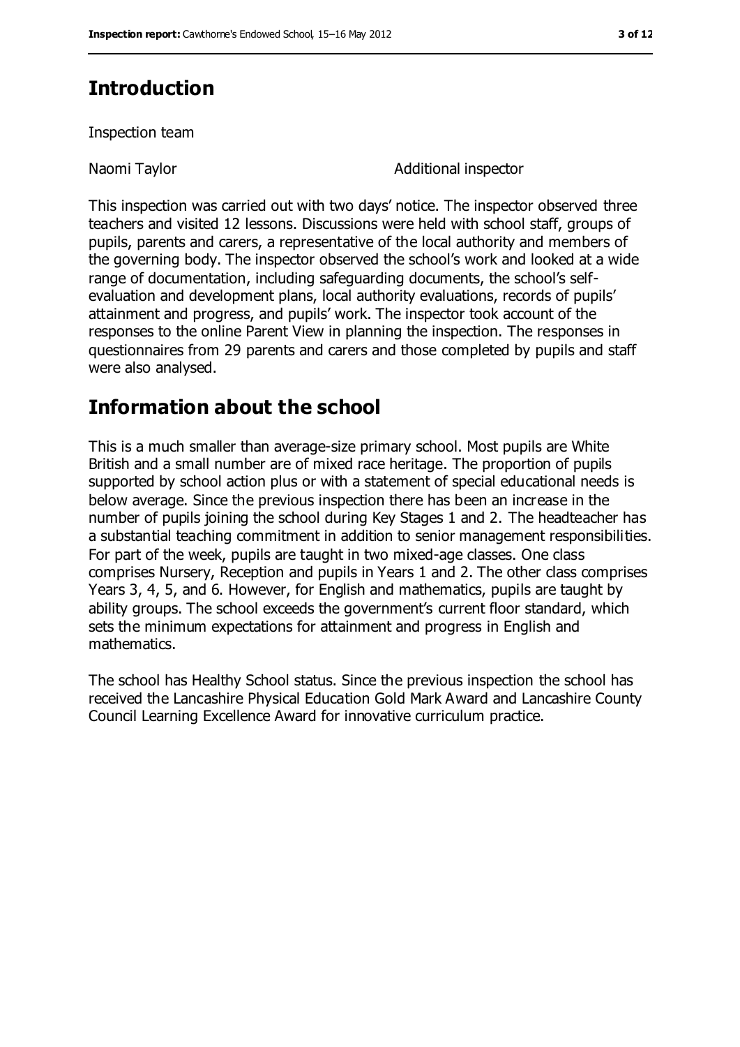## Introduction

Inspection team

Naomi Taylor — Additional inspector

This inspection was carried out with two days' notice. The inspector observed three teachers and visited 12 lessons. Discussions were held with school staff, groups of pupils, parents and carers, a representative of the local authority and members of the governing body. The inspector observed the school's work and looked at a wide range of documentation, including safeguarding documents, the school's self-evaluation and development plans, local authority evaluations, records of pupils' attainment and progress, and pupils' work. The inspector took account of the responses to the online Parent View in planning the inspection. The responses in questionnaires from 29 parents and carers and those completed by pupils and staff were also analysed.

## Information about the school

This is a much smaller than average-size primary school. Most pupils are White British and a small number are of mixed race heritage. The proportion of pupils supported by school action plus or with a statement of special educational needs is below average. Since the previous inspection there has been an increase in the number of pupils joining the school during Key Stages 1 and 2. The headteacher has a substantial teaching commitment in addition to senior management responsibilities. For part of the week, pupils are taught in two mixed-age classes. One class comprises Nursery, Reception and pupils in Years 1 and 2. The other class comprises Years 3, 4, 5, and 6. However, for English and mathematics, pupils are taught by ability groups. The school exceeds the government's current floor standard, which sets the minimum expectations for attainment and progress in English and mathematics.

The school has Healthy School status. Since the previous inspection the school has received the Lancashire Physical Education Gold Mark Award and Lancashire County Council Learning Excellence Award for innovative curriculum practice.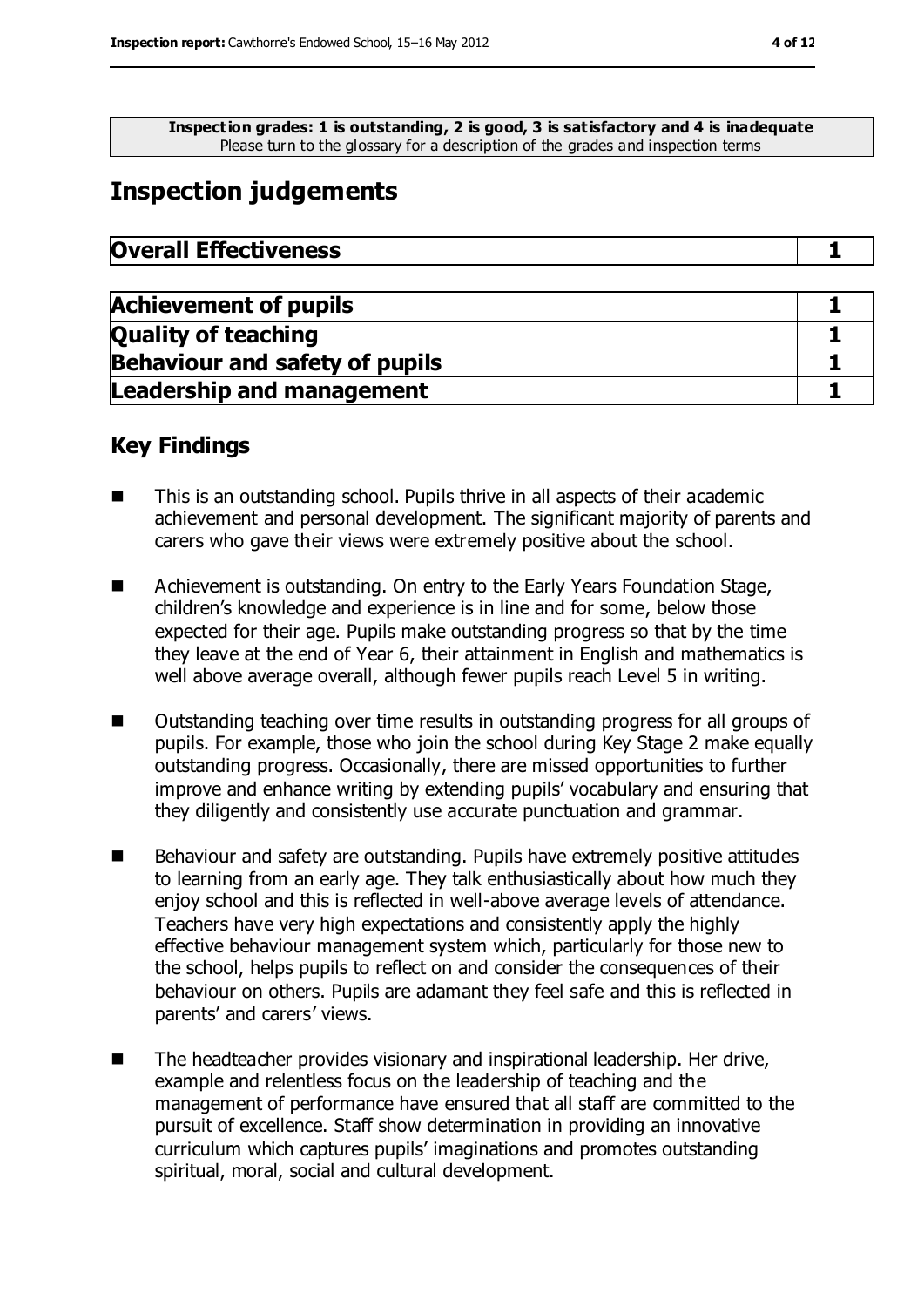**Inspection grades: 1 is outstanding, 2 is good, 3 is satisfactory and 4 is inadequate**
Please turn to the glossary for a description of the grades and inspection terms

# Inspection judgements

| **Overall Effectiveness** | **1** |
|---|---|

| **Achievement of pupils** | **1** |
|---|---|
| **Quality of teaching** | **1** |
| **Behaviour and safety of pupils** | **1** |
| **Leadership and management** | **1** |

## Key Findings

- This is an outstanding school. Pupils thrive in all aspects of their academic achievement and personal development. The significant majority of parents and carers who gave their views were extremely positive about the school.
- Achievement is outstanding. On entry to the Early Years Foundation Stage, children's knowledge and experience is in line and for some, below those expected for their age. Pupils make outstanding progress so that by the time they leave at the end of Year 6, their attainment in English and mathematics is well above average overall, although fewer pupils reach Level 5 in writing.
- Outstanding teaching over time results in outstanding progress for all groups of pupils. For example, those who join the school during Key Stage 2 make equally outstanding progress. Occasionally, there are missed opportunities to further improve and enhance writing by extending pupils' vocabulary and ensuring that they diligently and consistently use accurate punctuation and grammar.
- Behaviour and safety are outstanding. Pupils have extremely positive attitudes to learning from an early age. They talk enthusiastically about how much they enjoy school and this is reflected in well-above average levels of attendance. Teachers have very high expectations and consistently apply the highly effective behaviour management system which, particularly for those new to the school, helps pupils to reflect on and consider the consequences of their behaviour on others. Pupils are adamant they feel safe and this is reflected in parents' and carers' views.
- The headteacher provides visionary and inspirational leadership. Her drive, example and relentless focus on the leadership of teaching and the management of performance have ensured that all staff are committed to the pursuit of excellence. Staff show determination in providing an innovative curriculum which captures pupils' imaginations and promotes outstanding spiritual, moral, social and cultural development.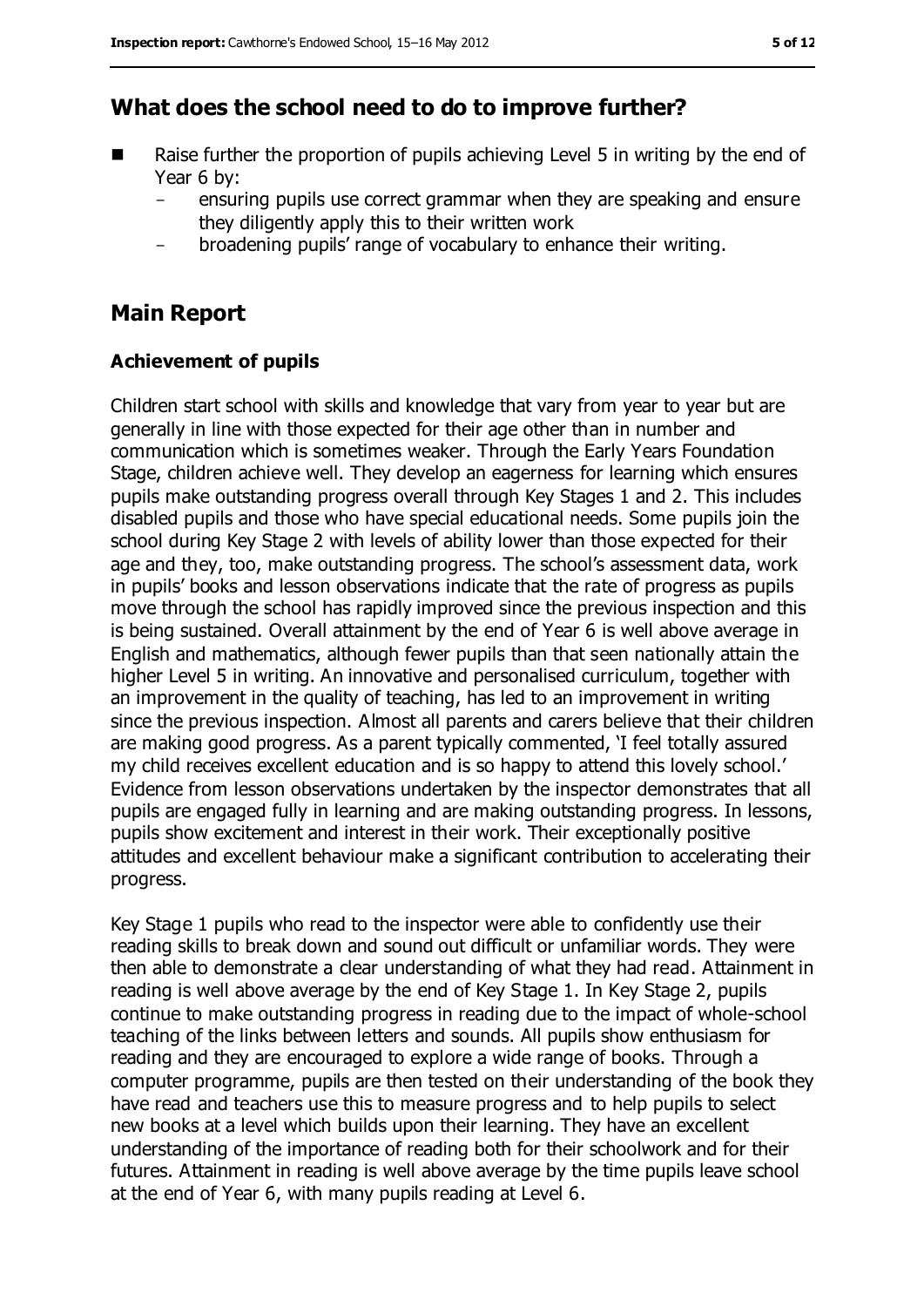## What does the school need to do to improve further?

- Raise further the proportion of pupils achieving Level 5 in writing by the end of Year 6 by:
  - ensuring pupils use correct grammar when they are speaking and ensure they diligently apply this to their written work
  - broadening pupils' range of vocabulary to enhance their writing.

## Main Report

### Achievement of pupils

Children start school with skills and knowledge that vary from year to year but are generally in line with those expected for their age other than in number and communication which is sometimes weaker. Through the Early Years Foundation Stage, children achieve well. They develop an eagerness for learning which ensures pupils make outstanding progress overall through Key Stages 1 and 2. This includes disabled pupils and those who have special educational needs. Some pupils join the school during Key Stage 2 with levels of ability lower than those expected for their age and they, too, make outstanding progress. The school's assessment data, work in pupils' books and lesson observations indicate that the rate of progress as pupils move through the school has rapidly improved since the previous inspection and this is being sustained. Overall attainment by the end of Year 6 is well above average in English and mathematics, although fewer pupils than that seen nationally attain the higher Level 5 in writing. An innovative and personalised curriculum, together with an improvement in the quality of teaching, has led to an improvement in writing since the previous inspection. Almost all parents and carers believe that their children are making good progress. As a parent typically commented, 'I feel totally assured my child receives excellent education and is so happy to attend this lovely school.' Evidence from lesson observations undertaken by the inspector demonstrates that all pupils are engaged fully in learning and are making outstanding progress. In lessons, pupils show excitement and interest in their work. Their exceptionally positive attitudes and excellent behaviour make a significant contribution to accelerating their progress.

Key Stage 1 pupils who read to the inspector were able to confidently use their reading skills to break down and sound out difficult or unfamiliar words. They were then able to demonstrate a clear understanding of what they had read. Attainment in reading is well above average by the end of Key Stage 1. In Key Stage 2, pupils continue to make outstanding progress in reading due to the impact of whole-school teaching of the links between letters and sounds. All pupils show enthusiasm for reading and they are encouraged to explore a wide range of books. Through a computer programme, pupils are then tested on their understanding of the book they have read and teachers use this to measure progress and to help pupils to select new books at a level which builds upon their learning. They have an excellent understanding of the importance of reading both for their schoolwork and for their futures. Attainment in reading is well above average by the time pupils leave school at the end of Year 6, with many pupils reading at Level 6.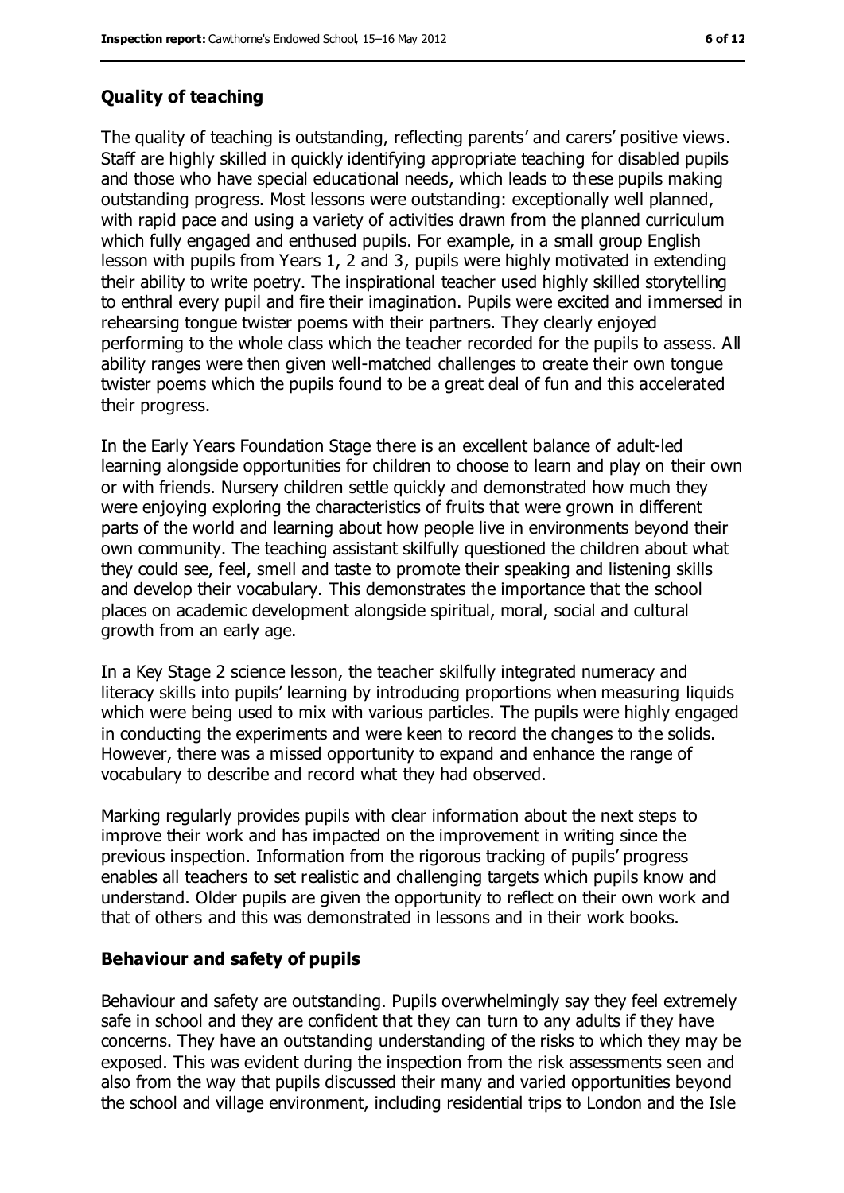### Quality of teaching

The quality of teaching is outstanding, reflecting parents' and carers' positive views. Staff are highly skilled in quickly identifying appropriate teaching for disabled pupils and those who have special educational needs, which leads to these pupils making outstanding progress. Most lessons were outstanding: exceptionally well planned, with rapid pace and using a variety of activities drawn from the planned curriculum which fully engaged and enthused pupils. For example, in a small group English lesson with pupils from Years 1, 2 and 3, pupils were highly motivated in extending their ability to write poetry. The inspirational teacher used highly skilled storytelling to enthral every pupil and fire their imagination. Pupils were excited and immersed in rehearsing tongue twister poems with their partners. They clearly enjoyed performing to the whole class which the teacher recorded for the pupils to assess. All ability ranges were then given well-matched challenges to create their own tongue twister poems which the pupils found to be a great deal of fun and this accelerated their progress.

In the Early Years Foundation Stage there is an excellent balance of adult-led learning alongside opportunities for children to choose to learn and play on their own or with friends. Nursery children settle quickly and demonstrated how much they were enjoying exploring the characteristics of fruits that were grown in different parts of the world and learning about how people live in environments beyond their own community. The teaching assistant skilfully questioned the children about what they could see, feel, smell and taste to promote their speaking and listening skills and develop their vocabulary. This demonstrates the importance that the school places on academic development alongside spiritual, moral, social and cultural growth from an early age.

In a Key Stage 2 science lesson, the teacher skilfully integrated numeracy and literacy skills into pupils' learning by introducing proportions when measuring liquids which were being used to mix with various particles. The pupils were highly engaged in conducting the experiments and were keen to record the changes to the solids. However, there was a missed opportunity to expand and enhance the range of vocabulary to describe and record what they had observed.

Marking regularly provides pupils with clear information about the next steps to improve their work and has impacted on the improvement in writing since the previous inspection. Information from the rigorous tracking of pupils' progress enables all teachers to set realistic and challenging targets which pupils know and understand. Older pupils are given the opportunity to reflect on their own work and that of others and this was demonstrated in lessons and in their work books.

### Behaviour and safety of pupils

Behaviour and safety are outstanding. Pupils overwhelmingly say they feel extremely safe in school and they are confident that they can turn to any adults if they have concerns. They have an outstanding understanding of the risks to which they may be exposed. This was evident during the inspection from the risk assessments seen and also from the way that pupils discussed their many and varied opportunities beyond the school and village environment, including residential trips to London and the Isle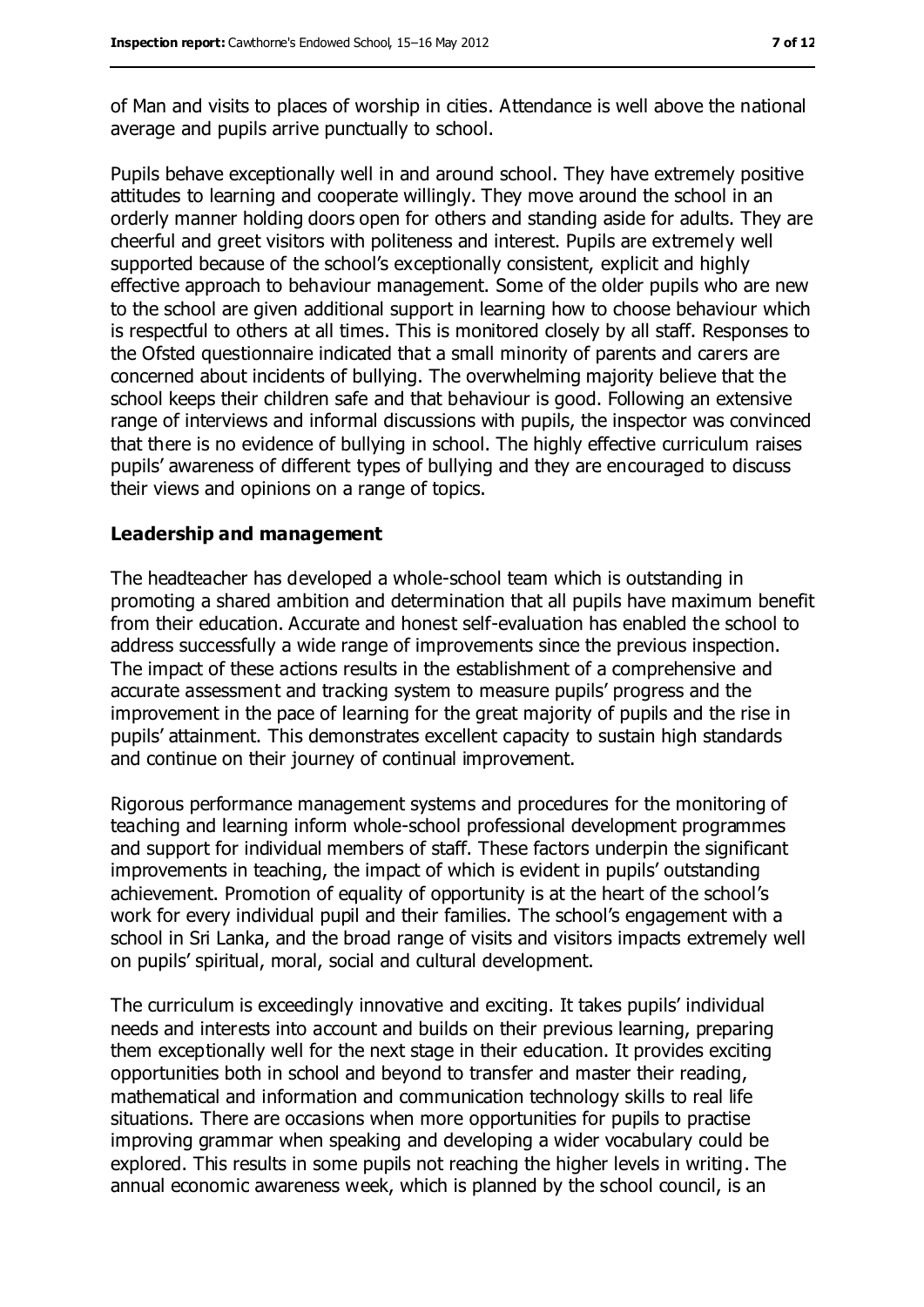of Man and visits to places of worship in cities. Attendance is well above the national average and pupils arrive punctually to school.

Pupils behave exceptionally well in and around school. They have extremely positive attitudes to learning and cooperate willingly. They move around the school in an orderly manner holding doors open for others and standing aside for adults. They are cheerful and greet visitors with politeness and interest. Pupils are extremely well supported because of the school's exceptionally consistent, explicit and highly effective approach to behaviour management. Some of the older pupils who are new to the school are given additional support in learning how to choose behaviour which is respectful to others at all times. This is monitored closely by all staff. Responses to the Ofsted questionnaire indicated that a small minority of parents and carers are concerned about incidents of bullying. The overwhelming majority believe that the school keeps their children safe and that behaviour is good. Following an extensive range of interviews and informal discussions with pupils, the inspector was convinced that there is no evidence of bullying in school. The highly effective curriculum raises pupils' awareness of different types of bullying and they are encouraged to discuss their views and opinions on a range of topics.

### Leadership and management

The headteacher has developed a whole-school team which is outstanding in promoting a shared ambition and determination that all pupils have maximum benefit from their education. Accurate and honest self-evaluation has enabled the school to address successfully a wide range of improvements since the previous inspection. The impact of these actions results in the establishment of a comprehensive and accurate assessment and tracking system to measure pupils' progress and the improvement in the pace of learning for the great majority of pupils and the rise in pupils' attainment. This demonstrates excellent capacity to sustain high standards and continue on their journey of continual improvement.

Rigorous performance management systems and procedures for the monitoring of teaching and learning inform whole-school professional development programmes and support for individual members of staff. These factors underpin the significant improvements in teaching, the impact of which is evident in pupils' outstanding achievement. Promotion of equality of opportunity is at the heart of the school's work for every individual pupil and their families. The school's engagement with a school in Sri Lanka, and the broad range of visits and visitors impacts extremely well on pupils' spiritual, moral, social and cultural development.

The curriculum is exceedingly innovative and exciting. It takes pupils' individual needs and interests into account and builds on their previous learning, preparing them exceptionally well for the next stage in their education. It provides exciting opportunities both in school and beyond to transfer and master their reading, mathematical and information and communication technology skills to real life situations. There are occasions when more opportunities for pupils to practise improving grammar when speaking and developing a wider vocabulary could be explored. This results in some pupils not reaching the higher levels in writing. The annual economic awareness week, which is planned by the school council, is an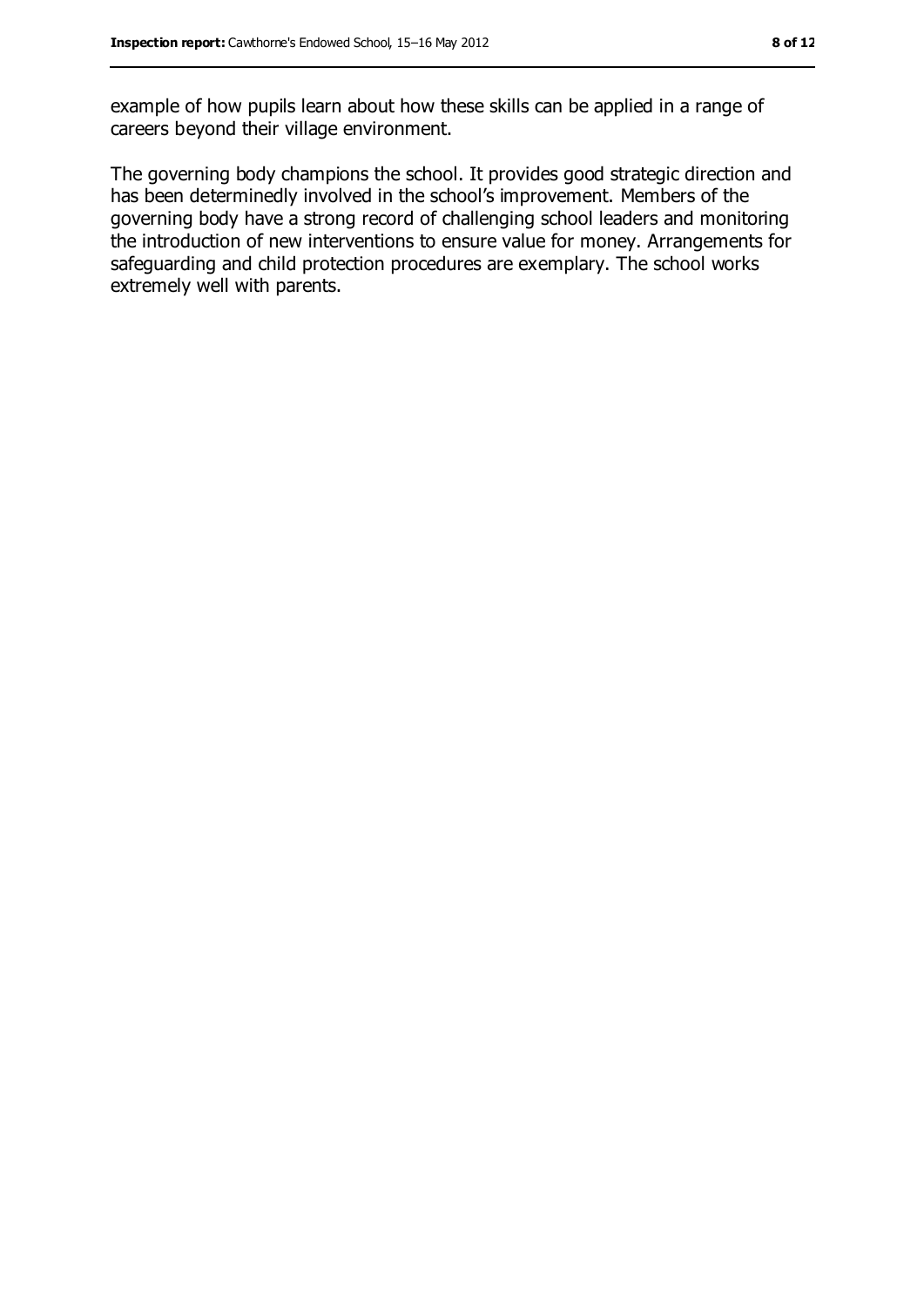example of how pupils learn about how these skills can be applied in a range of careers beyond their village environment.

The governing body champions the school. It provides good strategic direction and has been determinedly involved in the school's improvement. Members of the governing body have a strong record of challenging school leaders and monitoring the introduction of new interventions to ensure value for money. Arrangements for safeguarding and child protection procedures are exemplary. The school works extremely well with parents.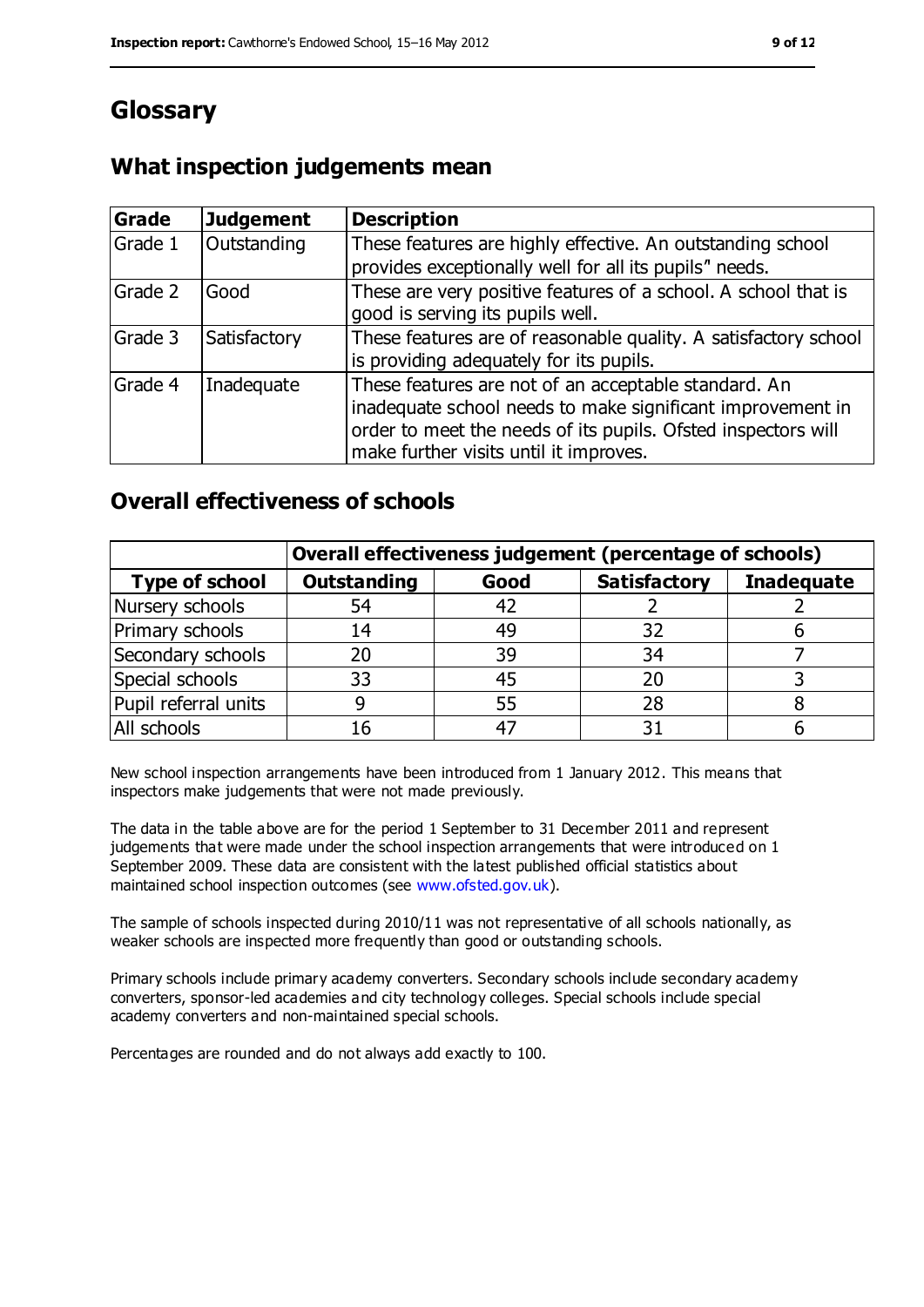# Glossary

## What inspection judgements mean

| Grade | Judgement | Description |
|---|---|---|
| Grade 1 | Outstanding | These features are highly effective. An outstanding school provides exceptionally well for all its pupils" needs. |
| Grade 2 | Good | These are very positive features of a school. A school that is good is serving its pupils well. |
| Grade 3 | Satisfactory | These features are of reasonable quality. A satisfactory school is providing adequately for its pupils. |
| Grade 4 | Inadequate | These features are not of an acceptable standard. An inadequate school needs to make significant improvement in order to meet the needs of its pupils. Ofsted inspectors will make further visits until it improves. |

## Overall effectiveness of schools

| | Overall effectiveness judgement (percentage of schools) | | | |
|---|---|---|---|---|
| **Type of school** | **Outstanding** | **Good** | **Satisfactory** | **Inadequate** |
| Nursery schools | 54 | 42 | 2 | 2 |
| Primary schools | 14 | 49 | 32 | 6 |
| Secondary schools | 20 | 39 | 34 | 7 |
| Special schools | 33 | 45 | 20 | 3 |
| Pupil referral units | 9 | 55 | 28 | 8 |
| All schools | 16 | 47 | 31 | 6 |

New school inspection arrangements have been introduced from 1 January 2012. This means that inspectors make judgements that were not made previously.

The data in the table above are for the period 1 September to 31 December 2011 and represent judgements that were made under the school inspection arrangements that were introduced on 1 September 2009. These data are consistent with the latest published official statistics about maintained school inspection outcomes (see www.ofsted.gov.uk).

The sample of schools inspected during 2010/11 was not representative of all schools nationally, as weaker schools are inspected more frequently than good or outstanding schools.

Primary schools include primary academy converters. Secondary schools include secondary academy converters, sponsor-led academies and city technology colleges. Special schools include special academy converters and non-maintained special schools.

Percentages are rounded and do not always add exactly to 100.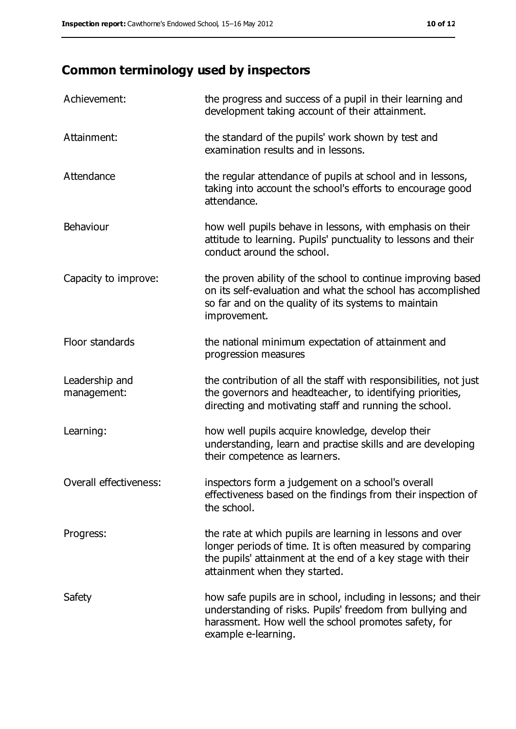## Common terminology used by inspectors

| | |
|---|---|
| Achievement: | the progress and success of a pupil in their learning and development taking account of their attainment. |
| Attainment: | the standard of the pupils' work shown by test and examination results and in lessons. |
| Attendance | the regular attendance of pupils at school and in lessons, taking into account the school's efforts to encourage good attendance. |
| Behaviour | how well pupils behave in lessons, with emphasis on their attitude to learning. Pupils' punctuality to lessons and their conduct around the school. |
| Capacity to improve: | the proven ability of the school to continue improving based on its self-evaluation and what the school has accomplished so far and on the quality of its systems to maintain improvement. |
| Floor standards | the national minimum expectation of attainment and progression measures |
| Leadership and management: | the contribution of all the staff with responsibilities, not just the governors and headteacher, to identifying priorities, directing and motivating staff and running the school. |
| Learning: | how well pupils acquire knowledge, develop their understanding, learn and practise skills and are developing their competence as learners. |
| Overall effectiveness: | inspectors form a judgement on a school's overall effectiveness based on the findings from their inspection of the school. |
| Progress: | the rate at which pupils are learning in lessons and over longer periods of time. It is often measured by comparing the pupils' attainment at the end of a key stage with their attainment when they started. |
| Safety | how safe pupils are in school, including in lessons; and their understanding of risks. Pupils' freedom from bullying and harassment. How well the school promotes safety, for example e-learning. |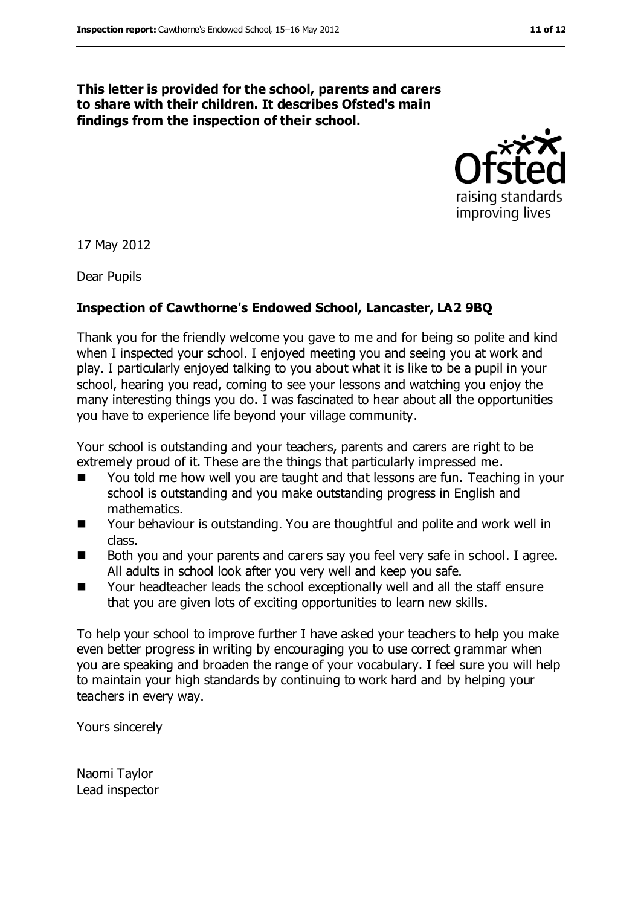**This letter is provided for the school, parents and carers to share with their children. It describes Ofsted's main findings from the inspection of their school.**

17 May 2012

Dear Pupils

**Inspection of Cawthorne's Endowed School, Lancaster, LA2 9BQ**

Thank you for the friendly welcome you gave to me and for being so polite and kind when I inspected your school. I enjoyed meeting you and seeing you at work and play. I particularly enjoyed talking to you about what it is like to be a pupil in your school, hearing you read, coming to see your lessons and watching you enjoy the many interesting things you do. I was fascinated to hear about all the opportunities you have to experience life beyond your village community.

Your school is outstanding and your teachers, parents and carers are right to be extremely proud of it. These are the things that particularly impressed me.

- You told me how well you are taught and that lessons are fun. Teaching in your school is outstanding and you make outstanding progress in English and mathematics.
- Your behaviour is outstanding. You are thoughtful and polite and work well in class.
- Both you and your parents and carers say you feel very safe in school. I agree. All adults in school look after you very well and keep you safe.
- Your headteacher leads the school exceptionally well and all the staff ensure that you are given lots of exciting opportunities to learn new skills.

To help your school to improve further I have asked your teachers to help you make even better progress in writing by encouraging you to use correct grammar when you are speaking and broaden the range of your vocabulary. I feel sure you will help to maintain your high standards by continuing to work hard and by helping your teachers in every way.

Yours sincerely

Naomi Taylor
Lead inspector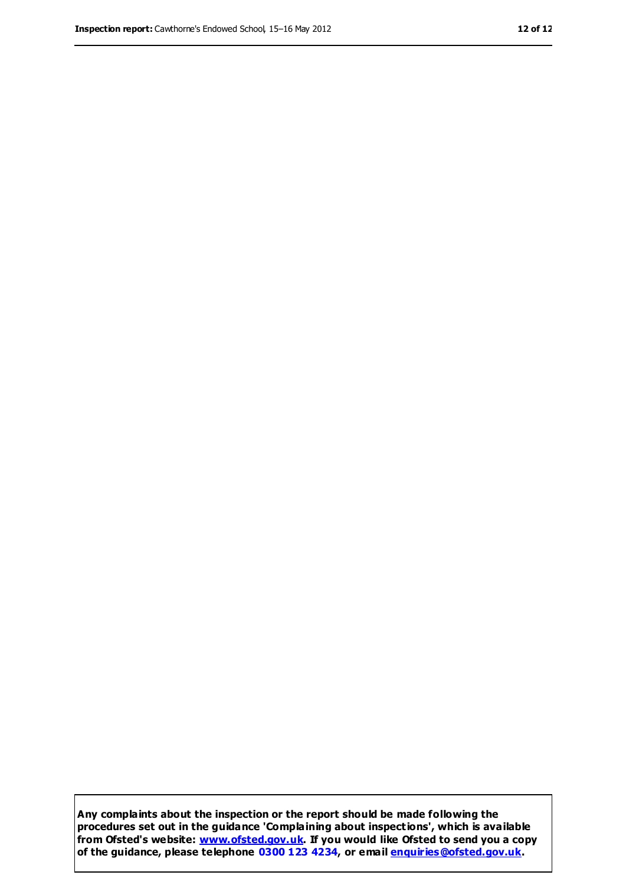**Any complaints about the inspection or the report should be made following the procedures set out in the guidance 'Complaining about inspections', which is available from Ofsted's website: www.ofsted.gov.uk. If you would like Ofsted to send you a copy of the guidance, please telephone 0300 123 4234, or email enquiries@ofsted.gov.uk.**